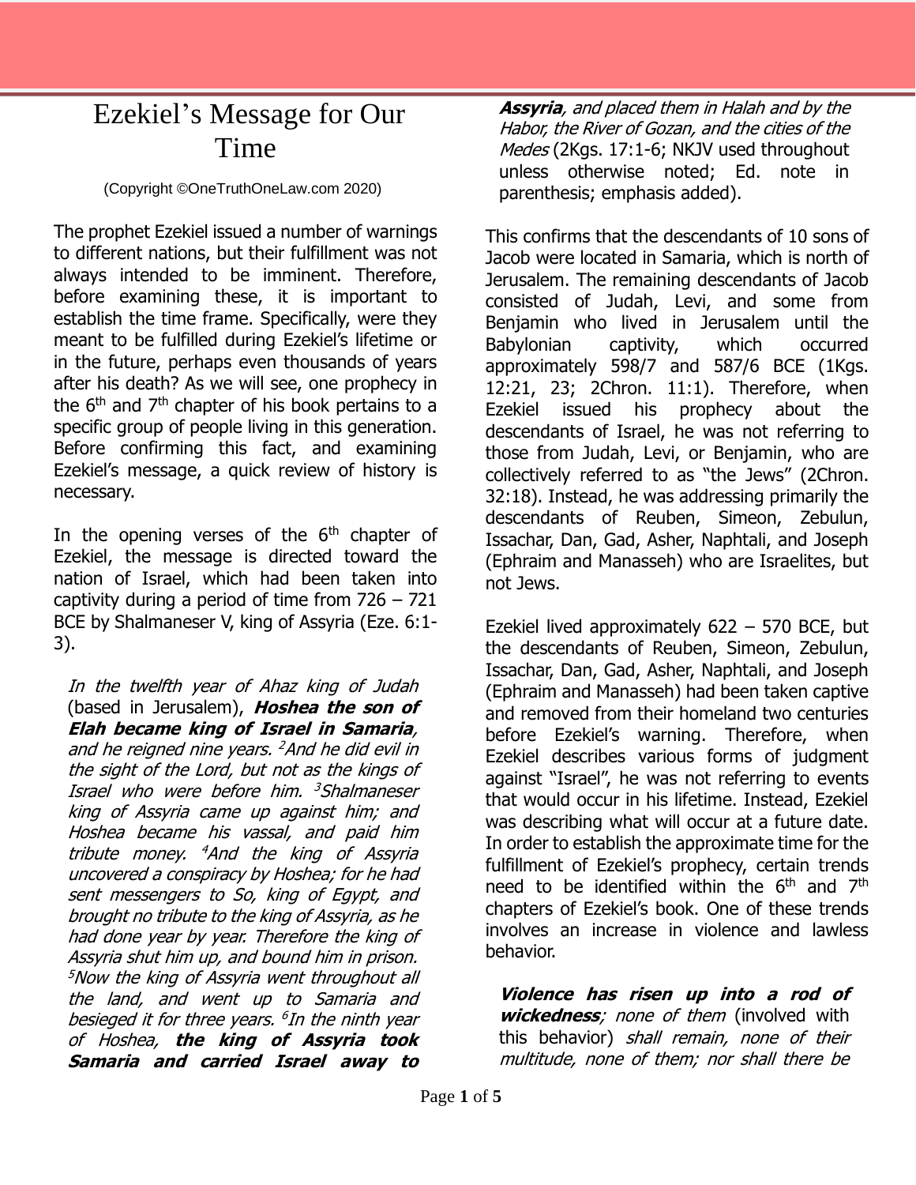# Ezekiel's Message for Our Time

(Copyright ©OneTruthOneLaw.com 2020)

The prophet Ezekiel issued a number of warnings to different nations, but their fulfillment was not always intended to be imminent. Therefore, before examining these, it is important to establish the time frame. Specifically, were they meant to be fulfilled during Ezekiel's lifetime or in the future, perhaps even thousands of years after his death? As we will see, one prophecy in the 6th and 7th chapter of his book pertains to a specific group of people living in this generation. Before confirming this fact, and examining Ezekiel's message, a quick review of history is necessary.

In the opening verses of the 6th chapter of Ezekiel, the message is directed toward the nation of Israel, which had been taken into captivity during a period of time from 726 – 721 BCE by Shalmaneser V, king of Assyria (Eze. 6:1-3).

> *In the twelfth year of Ahaz king of Judah* (based in Jerusalem), ***Hoshea the son of Elah became king of Israel in Samaria****, and he reigned nine years.* [2]*And he did evil in the sight of the Lord, but not as the kings of Israel who were before him.* [3]*Shalmaneser king of Assyria came up against him; and Hoshea became his vassal, and paid him tribute money.* [4]*And the king of Assyria uncovered a conspiracy by Hoshea; for he had sent messengers to So, king of Egypt, and brought no tribute to the king of Assyria, as he had done year by year. Therefore the king of Assyria shut him up, and bound him in prison.* [5]*Now the king of Assyria went throughout all the land, and went up to Samaria and besieged it for three years.* [6]*In the ninth year of Hoshea,* ***the king of Assyria took Samaria and carried Israel away to Assyria****, and placed them in Halah and by the Habor, the River of Gozan, and the cities of the Medes* (2Kgs. 17:1-6; NKJV used throughout unless otherwise noted; Ed. note in parenthesis; emphasis added).

This confirms that the descendants of 10 sons of Jacob were located in Samaria, which is north of Jerusalem. The remaining descendants of Jacob consisted of Judah, Levi, and some from Benjamin who lived in Jerusalem until the Babylonian captivity, which occurred approximately 598/7 and 587/6 BCE (1Kgs. 12:21, 23; 2Chron. 11:1). Therefore, when Ezekiel issued his prophecy about the descendants of Israel, he was not referring to those from Judah, Levi, or Benjamin, who are collectively referred to as "the Jews" (2Chron. 32:18). Instead, he was addressing primarily the descendants of Reuben, Simeon, Zebulun, Issachar, Dan, Gad, Asher, Naphtali, and Joseph (Ephraim and Manasseh) who are Israelites, but not Jews.

Ezekiel lived approximately 622 – 570 BCE, but the descendants of Reuben, Simeon, Zebulun, Issachar, Dan, Gad, Asher, Naphtali, and Joseph (Ephraim and Manasseh) had been taken captive and removed from their homeland two centuries before Ezekiel's warning. Therefore, when Ezekiel describes various forms of judgment against "Israel", he was not referring to events that would occur in his lifetime. Instead, Ezekiel was describing what will occur at a future date. In order to establish the approximate time for the fulfillment of Ezekiel's prophecy, certain trends need to be identified within the 6th and 7th chapters of Ezekiel's book. One of these trends involves an increase in violence and lawless behavior.

> ***Violence has risen up into a rod of wickedness****; none of them* (involved with this behavior) *shall remain, none of their multitude, none of them; nor shall there be*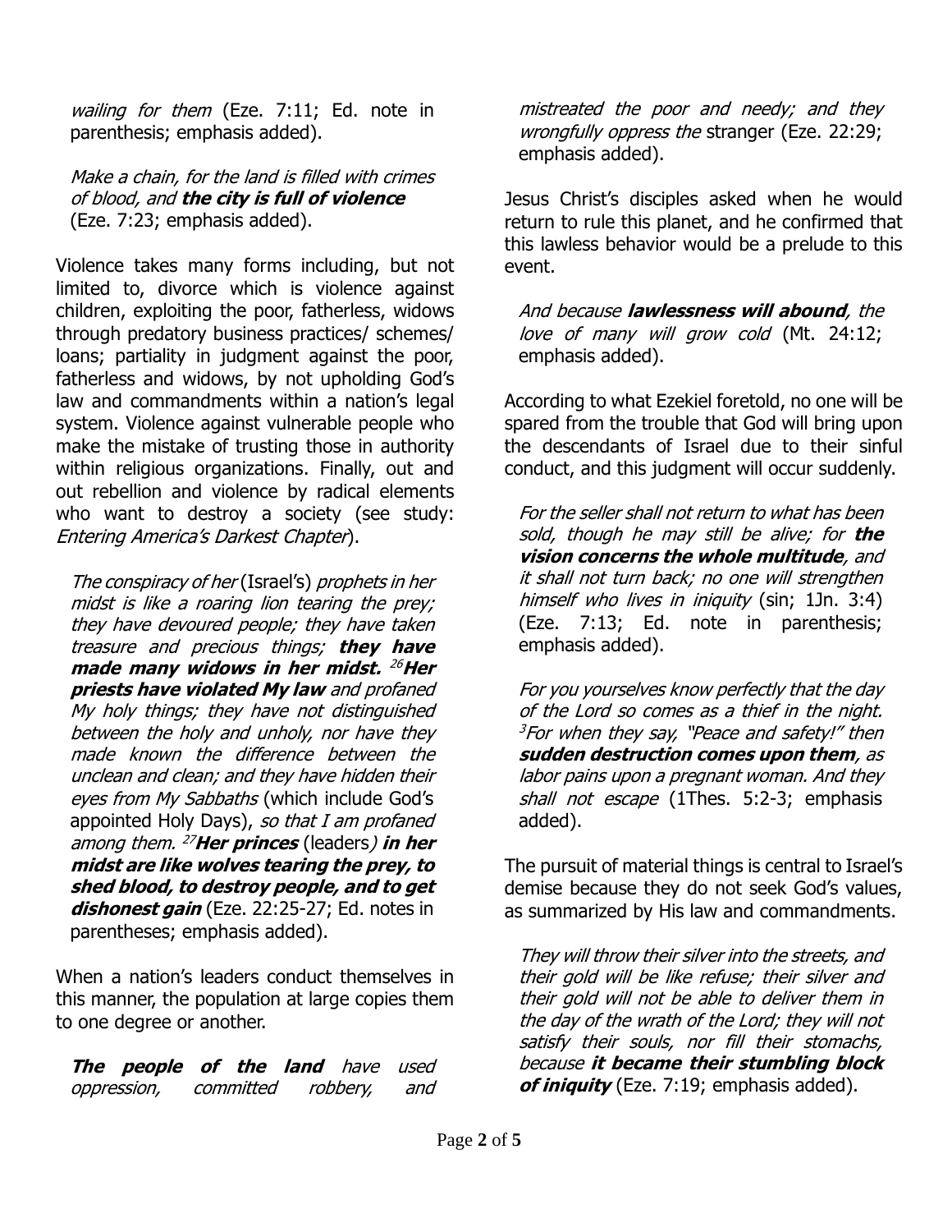> *wailing for them* (Eze. 7:11; Ed. note in parenthesis; emphasis added).

> *Make a chain, for the land is filled with crimes of blood, and* ***the city is full of violence*** (Eze. 7:23; emphasis added).

Violence takes many forms including, but not limited to, divorce which is violence against children, exploiting the poor, fatherless, widows through predatory business practices/ schemes/ loans; partiality in judgment against the poor, fatherless and widows, by not upholding God's law and commandments within a nation's legal system. Violence against vulnerable people who make the mistake of trusting those in authority within religious organizations. Finally, out and out rebellion and violence by radical elements who want to destroy a society (see study: *Entering America's Darkest Chapter*).

> *The conspiracy of her* (Israel's) *prophets in her midst is like a roaring lion tearing the prey; they have devoured people; they have taken treasure and precious things;* ***they have made many widows in her midst.*** [26]***Her priests have violated My law*** *and profaned My holy things; they have not distinguished between the holy and unholy, nor have they made known the difference between the unclean and clean; and they have hidden their eyes from My Sabbaths* (which include God's appointed Holy Days), *so that I am profaned among them.* [27]***Her princes*** (leaders) ***in her midst are like wolves tearing the prey, to shed blood, to destroy people, and to get dishonest gain*** (Eze. 22:25-27; Ed. notes in parentheses; emphasis added).

When a nation's leaders conduct themselves in this manner, the population at large copies them to one degree or another.

> ***The people of the land*** *have used oppression, committed robbery, and mistreated the poor and needy; and they wrongfully oppress the* stranger (Eze. 22:29; emphasis added).

Jesus Christ's disciples asked when he would return to rule this planet, and he confirmed that this lawless behavior would be a prelude to this event.

> *And because* ***lawlessness will abound****, the love of many will grow cold* (Mt. 24:12; emphasis added).

According to what Ezekiel foretold, no one will be spared from the trouble that God will bring upon the descendants of Israel due to their sinful conduct, and this judgment will occur suddenly.

> *For the seller shall not return to what has been sold, though he may still be alive; for* ***the vision concerns the whole multitude****, and it shall not turn back; no one will strengthen himself who lives in iniquity* (sin; 1Jn. 3:4) (Eze. 7:13; Ed. note in parenthesis; emphasis added).

> *For you yourselves know perfectly that the day of the Lord so comes as a thief in the night.* [3]*For when they say, "Peace and safety!" then* ***sudden destruction comes upon them****, as labor pains upon a pregnant woman. And they shall not escape* (1Thes. 5:2-3; emphasis added).

The pursuit of material things is central to Israel's demise because they do not seek God's values, as summarized by His law and commandments.

> *They will throw their silver into the streets, and their gold will be like refuse; their silver and their gold will not be able to deliver them in the day of the wrath of the Lord; they will not satisfy their souls, nor fill their stomachs, because* ***it became their stumbling block of iniquity*** (Eze. 7:19; emphasis added).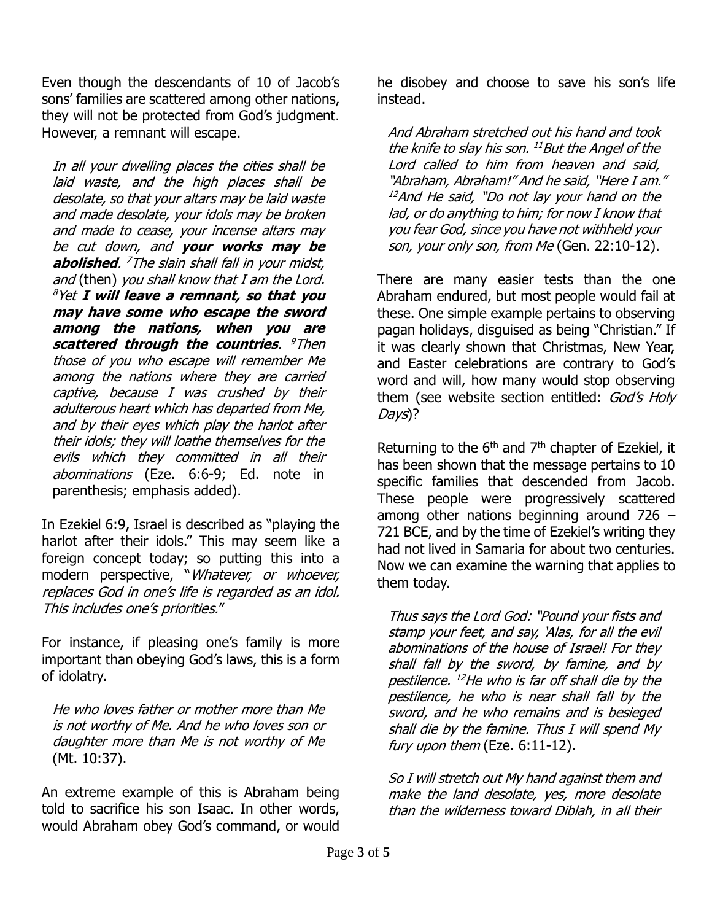Even though the descendants of 10 of Jacob's sons' families are scattered among other nations, they will not be protected from God's judgment. However, a remnant will escape.

> *In all your dwelling places the cities shall be laid waste, and the high places shall be desolate, so that your altars may be laid waste and made desolate, your idols may be broken and made to cease, your incense altars may be cut down, and* ***your works may be abolished****. [7]The slain shall fall in your midst, and* (then) *you shall know that I am the Lord. [8]Yet* ***I will leave a remnant, so that you may have some who escape the sword among the nations, when you are scattered through the countries****. [9]Then those of you who escape will remember Me among the nations where they are carried captive, because I was crushed by their adulterous heart which has departed from Me, and by their eyes which play the harlot after their idols; they will loathe themselves for the evils which they committed in all their abominations* (Eze. 6:6-9; Ed. note in parenthesis; emphasis added).

In Ezekiel 6:9, Israel is described as "playing the harlot after their idols." This may seem like a foreign concept today; so putting this into a modern perspective, "*Whatever, or whoever, replaces God in one's life is regarded as an idol. This includes one's priorities.*"

For instance, if pleasing one's family is more important than obeying God's laws, this is a form of idolatry.

> *He who loves father or mother more than Me is not worthy of Me. And he who loves son or daughter more than Me is not worthy of Me* (Mt. 10:37).

An extreme example of this is Abraham being told to sacrifice his son Isaac. In other words, would Abraham obey God's command, or would he disobey and choose to save his son's life instead.

> *And Abraham stretched out his hand and took the knife to slay his son. [11]But the Angel of the Lord called to him from heaven and said, "Abraham, Abraham!" And he said, "Here I am." [12]And He said, "Do not lay your hand on the lad, or do anything to him; for now I know that you fear God, since you have not withheld your son, your only son, from Me* (Gen. 22:10-12).

There are many easier tests than the one Abraham endured, but most people would fail at these. One simple example pertains to observing pagan holidays, disguised as being "Christian." If it was clearly shown that Christmas, New Year, and Easter celebrations are contrary to God's word and will, how many would stop observing them (see website section entitled: *God's Holy Days*)?

Returning to the 6th and 7th chapter of Ezekiel, it has been shown that the message pertains to 10 specific families that descended from Jacob. These people were progressively scattered among other nations beginning around 726 – 721 BCE, and by the time of Ezekiel's writing they had not lived in Samaria for about two centuries. Now we can examine the warning that applies to them today.

> *Thus says the Lord God: "Pound your fists and stamp your feet, and say, 'Alas, for all the evil abominations of the house of Israel! For they shall fall by the sword, by famine, and by pestilence. [12]He who is far off shall die by the pestilence, he who is near shall fall by the sword, and he who remains and is besieged shall die by the famine. Thus I will spend My fury upon them* (Eze. 6:11-12).

> *So I will stretch out My hand against them and make the land desolate, yes, more desolate than the wilderness toward Diblah, in all their*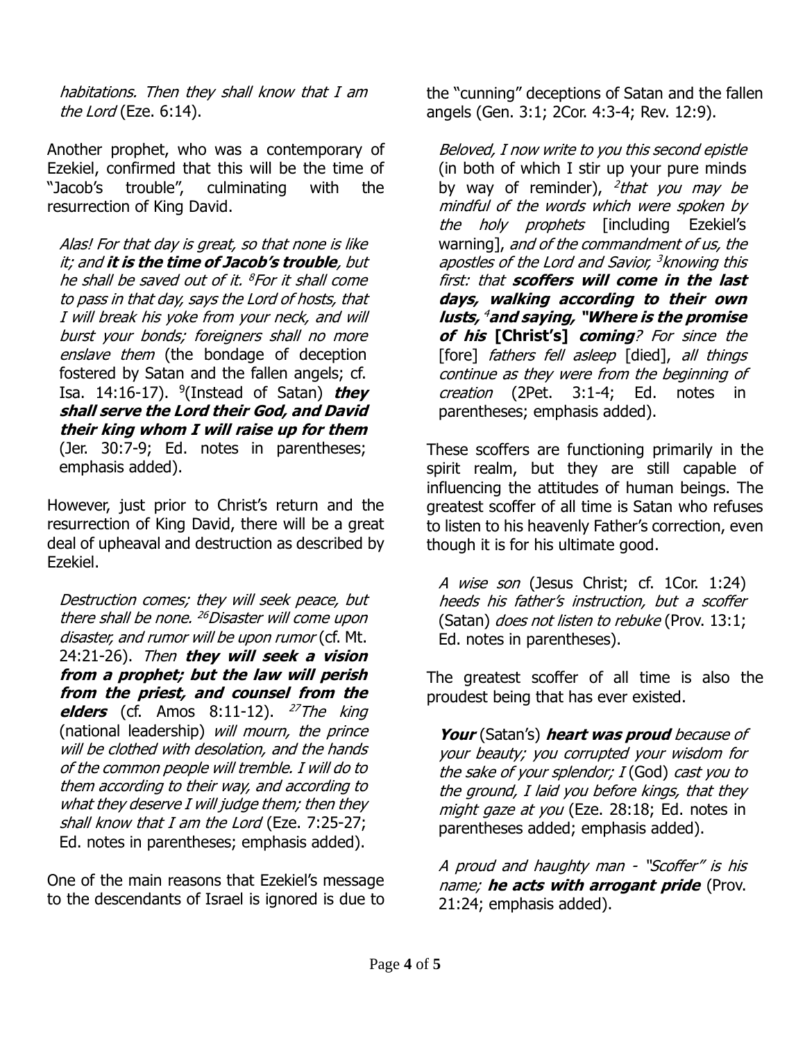> *habitations. Then they shall know that I am the Lord* (Eze. 6:14).

Another prophet, who was a contemporary of Ezekiel, confirmed that this will be the time of "Jacob's trouble", culminating with the resurrection of King David.

> *Alas! For that day is great, so that none is like it; and* ***it is the time of Jacob's trouble****, but he shall be saved out of it.* [8]*For it shall come to pass in that day, says the Lord of hosts, that I will break his yoke from your neck, and will burst your bonds; foreigners shall no more enslave them* (the bondage of deception fostered by Satan and the fallen angels; cf. Isa. 14:16-17). [9](Instead of Satan) ***they shall serve the Lord their God, and David their king whom I will raise up for them*** (Jer. 30:7-9; Ed. notes in parentheses; emphasis added).

However, just prior to Christ's return and the resurrection of King David, there will be a great deal of upheaval and destruction as described by Ezekiel.

> *Destruction comes; they will seek peace, but there shall be none.* [26]*Disaster will come upon disaster, and rumor will be upon rumor* (cf. Mt. 24:21-26). *Then* ***they will seek a vision from a prophet; but the law will perish from the priest, and counsel from the elders*** (cf. Amos 8:11-12). [27]*The king* (national leadership) *will mourn, the prince will be clothed with desolation, and the hands of the common people will tremble. I will do to them according to their way, and according to what they deserve I will judge them; then they shall know that I am the Lord* (Eze. 7:25-27; Ed. notes in parentheses; emphasis added).

One of the main reasons that Ezekiel's message to the descendants of Israel is ignored is due to the "cunning" deceptions of Satan and the fallen angels (Gen. 3:1; 2Cor. 4:3-4; Rev. 12:9).

> *Beloved, I now write to you this second epistle* (in both of which I stir up your pure minds by way of reminder), [2]*that you may be mindful of the words which were spoken by the holy prophets* [including Ezekiel's warning], *and of the commandment of us, the apostles of the Lord and Savior,* [3]*knowing this first: that* ***scoffers will come in the last days, walking according to their own lusts,*** [4]***and saying, "Where is the promise of his*** **[Christ's]** ***coming****? For since the* [fore] *fathers fell asleep* [died], *all things continue as they were from the beginning of creation* (2Pet. 3:1-4; Ed. notes in parentheses; emphasis added).

These scoffers are functioning primarily in the spirit realm, but they are still capable of influencing the attitudes of human beings. The greatest scoffer of all time is Satan who refuses to listen to his heavenly Father's correction, even though it is for his ultimate good.

> *A wise son* (Jesus Christ; cf. 1Cor. 1:24) *heeds his father's instruction, but a scoffer* (Satan) *does not listen to rebuke* (Prov. 13:1; Ed. notes in parentheses).

The greatest scoffer of all time is also the proudest being that has ever existed.

> ***Your*** (Satan's) ***heart was proud*** *because of your beauty; you corrupted your wisdom for the sake of your splendor; I* (God) *cast you to the ground, I laid you before kings, that they might gaze at you* (Eze. 28:18; Ed. notes in parentheses added; emphasis added).

> *A proud and haughty man - "Scoffer" is his name;* ***he acts with arrogant pride*** (Prov. 21:24; emphasis added).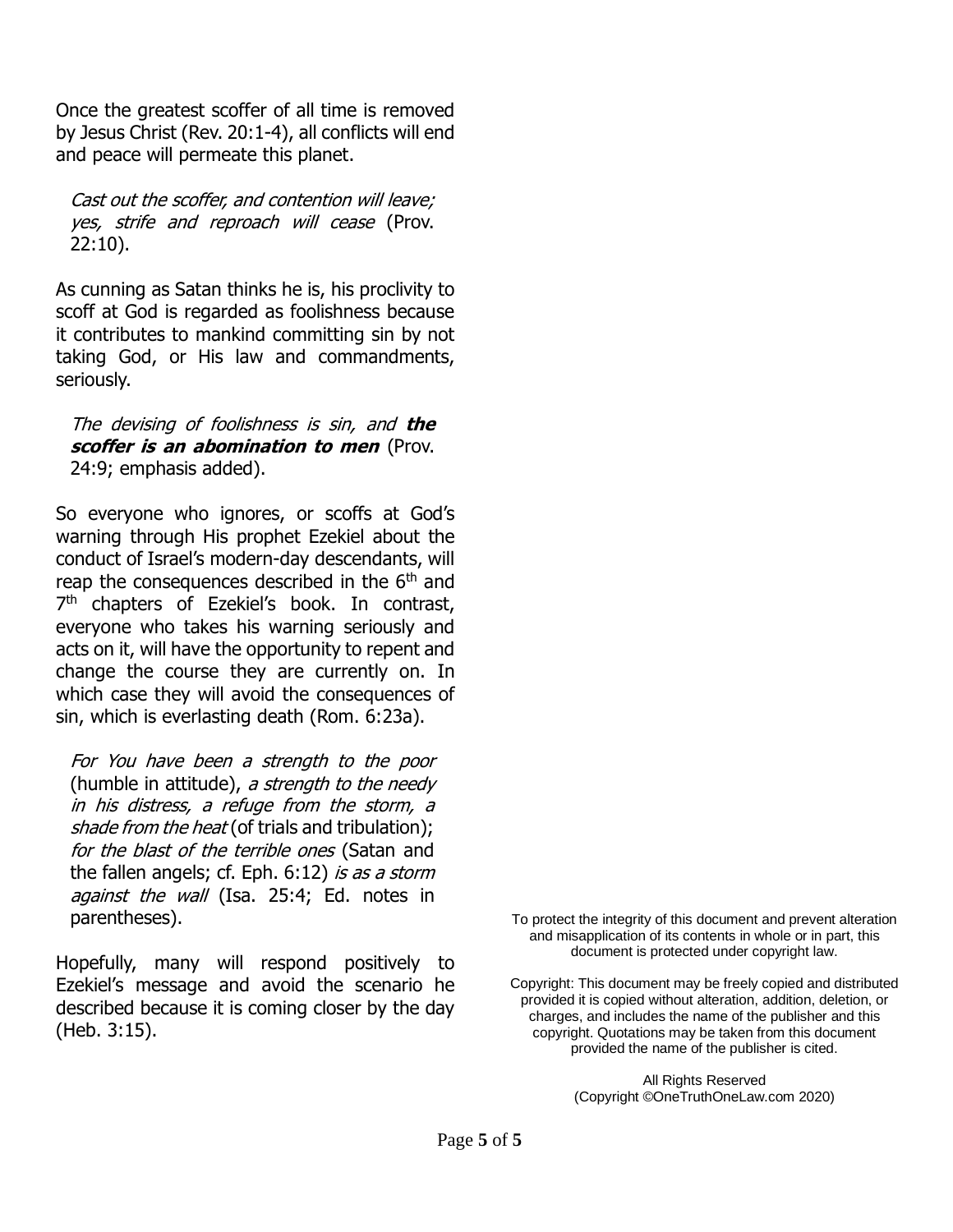Once the greatest scoffer of all time is removed by Jesus Christ (Rev. 20:1-4), all conflicts will end and peace will permeate this planet.

> *Cast out the scoffer, and contention will leave; yes, strife and reproach will cease* (Prov. 22:10).

As cunning as Satan thinks he is, his proclivity to scoff at God is regarded as foolishness because it contributes to mankind committing sin by not taking God, or His law and commandments, seriously.

> *The devising of foolishness is sin, and **the scoffer is an abomination to men*** (Prov. 24:9; emphasis added).

So everyone who ignores, or scoffs at God's warning through His prophet Ezekiel about the conduct of Israel's modern-day descendants, will reap the consequences described in the 6th and 7th chapters of Ezekiel's book. In contrast, everyone who takes his warning seriously and acts on it, will have the opportunity to repent and change the course they are currently on. In which case they will avoid the consequences of sin, which is everlasting death (Rom. 6:23a).

> *For You have been a strength to the poor* (humble in attitude), *a strength to the needy in his distress, a refuge from the storm, a shade from the heat* (of trials and tribulation); *for the blast of the terrible ones* (Satan and the fallen angels; cf. Eph. 6:12) *is as a storm against the wall* (Isa. 25:4; Ed. notes in parentheses).

Hopefully, many will respond positively to Ezekiel's message and avoid the scenario he described because it is coming closer by the day (Heb. 3:15).

To protect the integrity of this document and prevent alteration and misapplication of its contents in whole or in part, this document is protected under copyright law.

Copyright: This document may be freely copied and distributed provided it is copied without alteration, addition, deletion, or charges, and includes the name of the publisher and this copyright. Quotations may be taken from this document provided the name of the publisher is cited.

All Rights Reserved
(Copyright ©OneTruthOneLaw.com 2020)